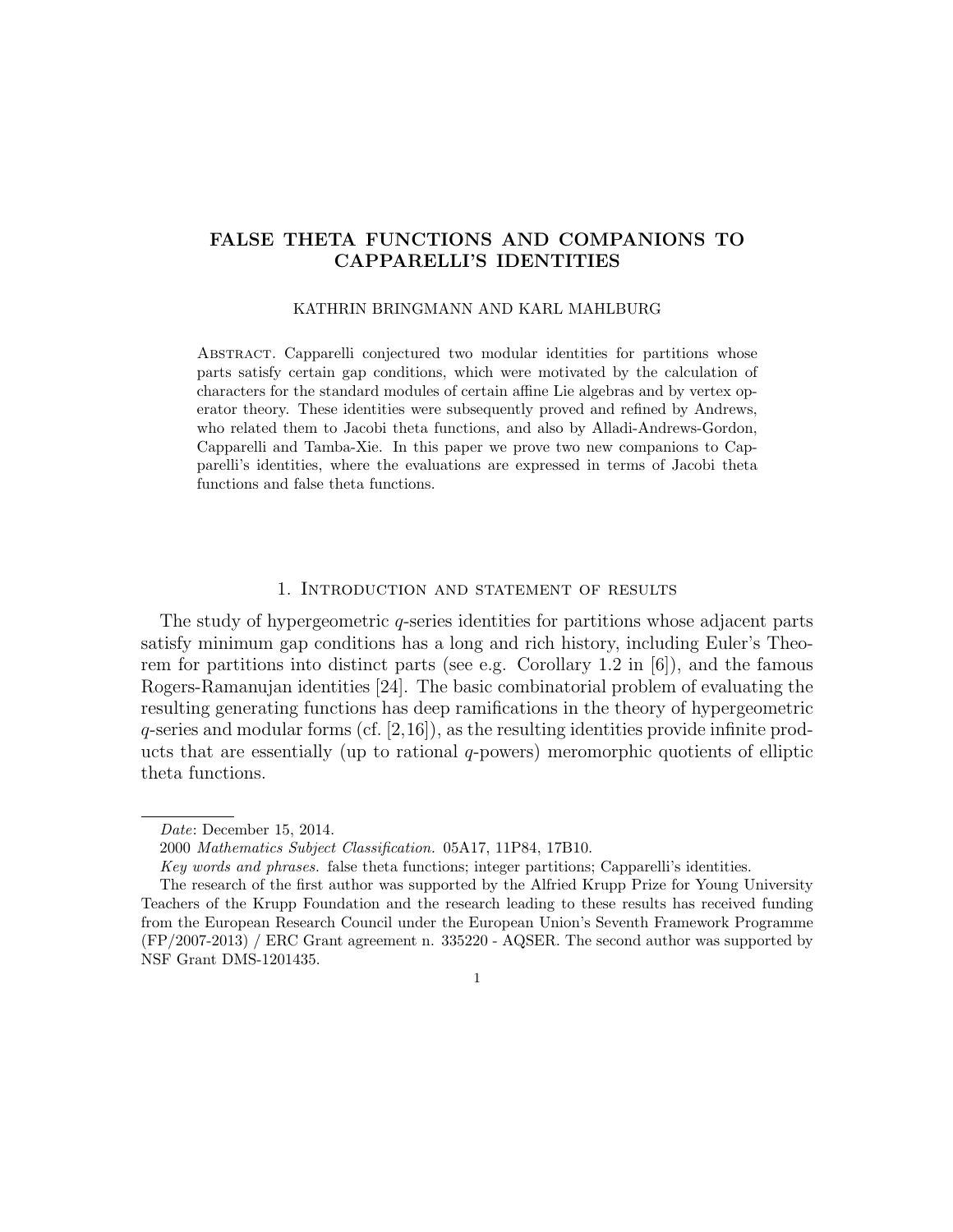# FALSE THETA FUNCTIONS AND COMPANIONS TO CAPPARELLI'S IDENTITIES

KATHRIN BRINGMANN AND KARL MAHLBURG

ABSTRACT. Capparelli conjectured two modular identities for partitions whose parts satisfy certain gap conditions, which were motivated by the calculation of characters for the standard modules of certain affine Lie algebras and by vertex operator theory. These identities were subsequently proved and refined by Andrews, who related them to Jacobi theta functions, and also by Alladi-Andrews-Gordon, Capparelli and Tamba-Xie. In this paper we prove two new companions to Capparelli's identities, where the evaluations are expressed in terms of Jacobi theta functions and false theta functions.

## 1. Introduction and statement of results

The study of hypergeometric $q$-series identities for partitions whose adjacent parts satisfy minimum gap conditions has a long and rich history, including Euler's Theorem for partitions into distinct parts (see e.g. Corollary 1.2 in [6]), and the famous Rogers-Ramanujan identities [24]. The basic combinatorial problem of evaluating the resulting generating functions has deep ramifications in the theory of hypergeometric $q$-series and modular forms (cf. [2,16]), as the resulting identities provide infinite products that are essentially (up to rational $q$-powers) meromorphic quotients of elliptic theta functions.

---

*Date*: December 15, 2014.

2000 *Mathematics Subject Classification.* 05A17, 11P84, 17B10.

*Key words and phrases.* false theta functions; integer partitions; Capparelli's identities.

The research of the first author was supported by the Alfried Krupp Prize for Young University Teachers of the Krupp Foundation and the research leading to these results has received funding from the European Research Council under the European Union's Seventh Framework Programme (FP/2007-2013) / ERC Grant agreement n. 335220 - AQSER. The second author was supported by NSF Grant DMS-1201435.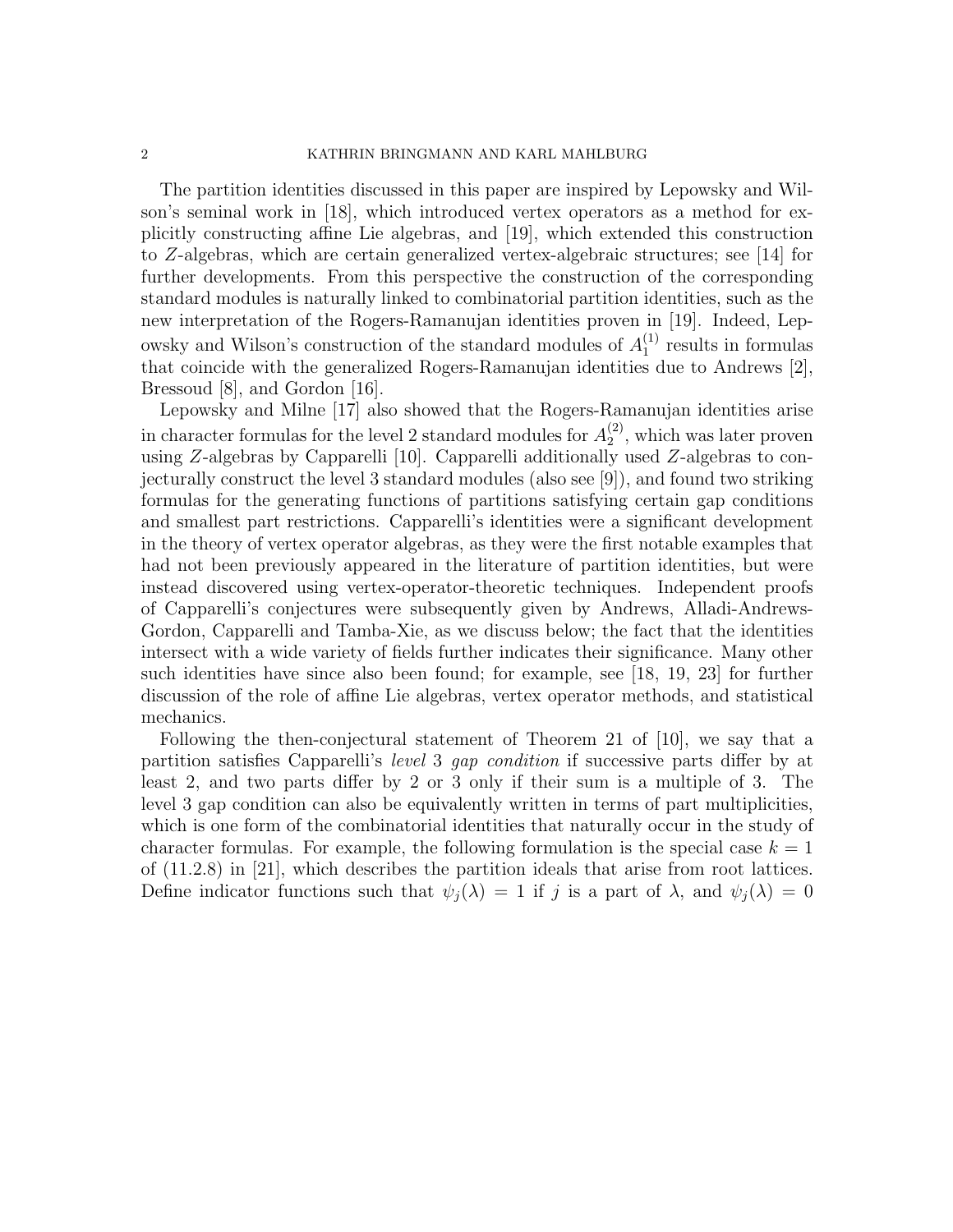The partition identities discussed in this paper are inspired by Lepowsky and Wilson's seminal work in [18], which introduced vertex operators as a method for explicitly constructing affine Lie algebras, and [19], which extended this construction to $Z$-algebras, which are certain generalized vertex-algebraic structures; see [14] for further developments. From this perspective the construction of the corresponding standard modules is naturally linked to combinatorial partition identities, such as the new interpretation of the Rogers-Ramanujan identities proven in [19]. Indeed, Lepowsky and Wilson's construction of the standard modules of $A_1^{(1)}$ results in formulas that coincide with the generalized Rogers-Ramanujan identities due to Andrews [2], Bressoud [8], and Gordon [16].

Lepowsky and Milne [17] also showed that the Rogers-Ramanujan identities arise in character formulas for the level 2 standard modules for $A_2^{(2)}$, which was later proven using $Z$-algebras by Capparelli [10]. Capparelli additionally used $Z$-algebras to conjecturally construct the level 3 standard modules (also see [9]), and found two striking formulas for the generating functions of partitions satisfying certain gap conditions and smallest part restrictions. Capparelli's identities were a significant development in the theory of vertex operator algebras, as they were the first notable examples that had not been previously appeared in the literature of partition identities, but were instead discovered using vertex-operator-theoretic techniques. Independent proofs of Capparelli's conjectures were subsequently given by Andrews, Alladi-Andrews-Gordon, Capparelli and Tamba-Xie, as we discuss below; the fact that the identities intersect with a wide variety of fields further indicates their significance. Many other such identities have since also been found; for example, see [18, 19, 23] for further discussion of the role of affine Lie algebras, vertex operator methods, and statistical mechanics.

Following the then-conjectural statement of Theorem 21 of [10], we say that a partition satisfies Capparelli's *level* 3 *gap condition* if successive parts differ by at least 2, and two parts differ by 2 or 3 only if their sum is a multiple of 3. The level 3 gap condition can also be equivalently written in terms of part multiplicities, which is one form of the combinatorial identities that naturally occur in the study of character formulas. For example, the following formulation is the special case $k = 1$ of (11.2.8) in [21], which describes the partition ideals that arise from root lattices. Define indicator functions such that $\psi_j(\lambda) = 1$ if $j$ is a part of $\lambda$, and $\psi_j(\lambda) = 0$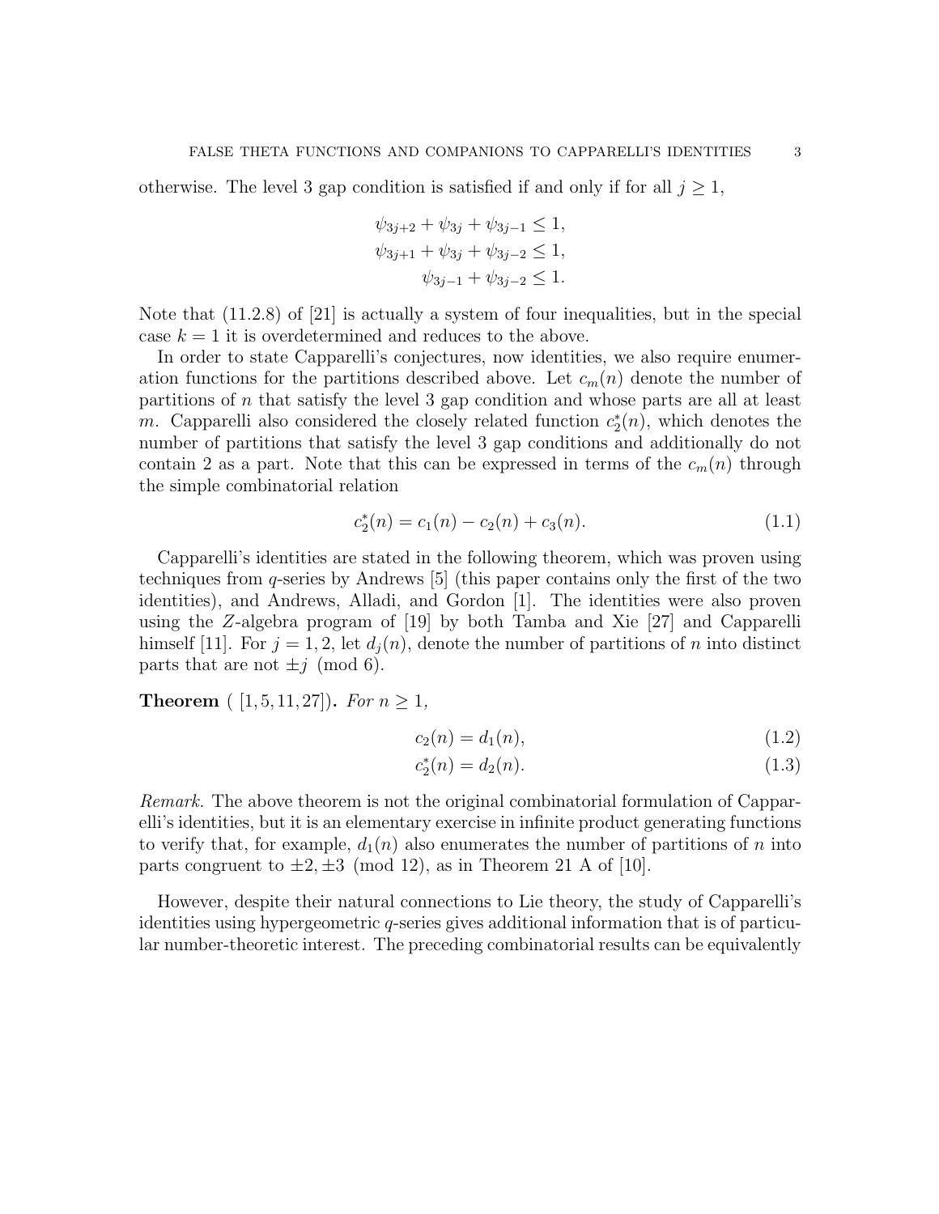otherwise. The level 3 gap condition is satisfied if and only if for all $j \geq 1$,

$$
\begin{aligned}
\psi_{3j+2} + \psi_{3j} + \psi_{3j-1} &\leq 1, \\
\psi_{3j+1} + \psi_{3j} + \psi_{3j-2} &\leq 1, \\
\psi_{3j-1} + \psi_{3j-2} &\leq 1.
\end{aligned}
$$

Note that (11.2.8) of [21] is actually a system of four inequalities, but in the special case $k = 1$ it is overdetermined and reduces to the above.

In order to state Capparelli's conjectures, now identities, we also require enumeration functions for the partitions described above. Let $c_m(n)$ denote the number of partitions of $n$ that satisfy the level 3 gap condition and whose parts are all at least $m$. Capparelli also considered the closely related function $c_2^*(n)$, which denotes the number of partitions that satisfy the level 3 gap conditions and additionally do not contain 2 as a part. Note that this can be expressed in terms of the $c_m(n)$ through the simple combinatorial relation

$$
c_2^*(n) = c_1(n) - c_2(n) + c_3(n). \tag{1.1}
$$

Capparelli's identities are stated in the following theorem, which was proven using techniques from $q$-series by Andrews [5] (this paper contains only the first of the two identities), and Andrews, Alladi, and Gordon [1]. The identities were also proven using the $Z$-algebra program of [19] by both Tamba and Xie [27] and Capparelli himself [11]. For $j = 1, 2$, let $d_j(n)$, denote the number of partitions of $n$ into distinct parts that are not $\pm j \pmod 6$.

**Theorem** ( [1, 5, 11, 27])**.** *For $n \geq 1$,*

$$
c_2(n) = d_1(n), \tag{1.2}
$$

$$
c_2^*(n) = d_2(n). \tag{1.3}
$$

*Remark.* The above theorem is not the original combinatorial formulation of Capparelli's identities, but it is an elementary exercise in infinite product generating functions to verify that, for example, $d_1(n)$ also enumerates the number of partitions of $n$ into parts congruent to $\pm 2, \pm 3 \pmod{12}$, as in Theorem 21 A of [10].

However, despite their natural connections to Lie theory, the study of Capparelli's identities using hypergeometric $q$-series gives additional information that is of particular number-theoretic interest. The preceding combinatorial results can be equivalently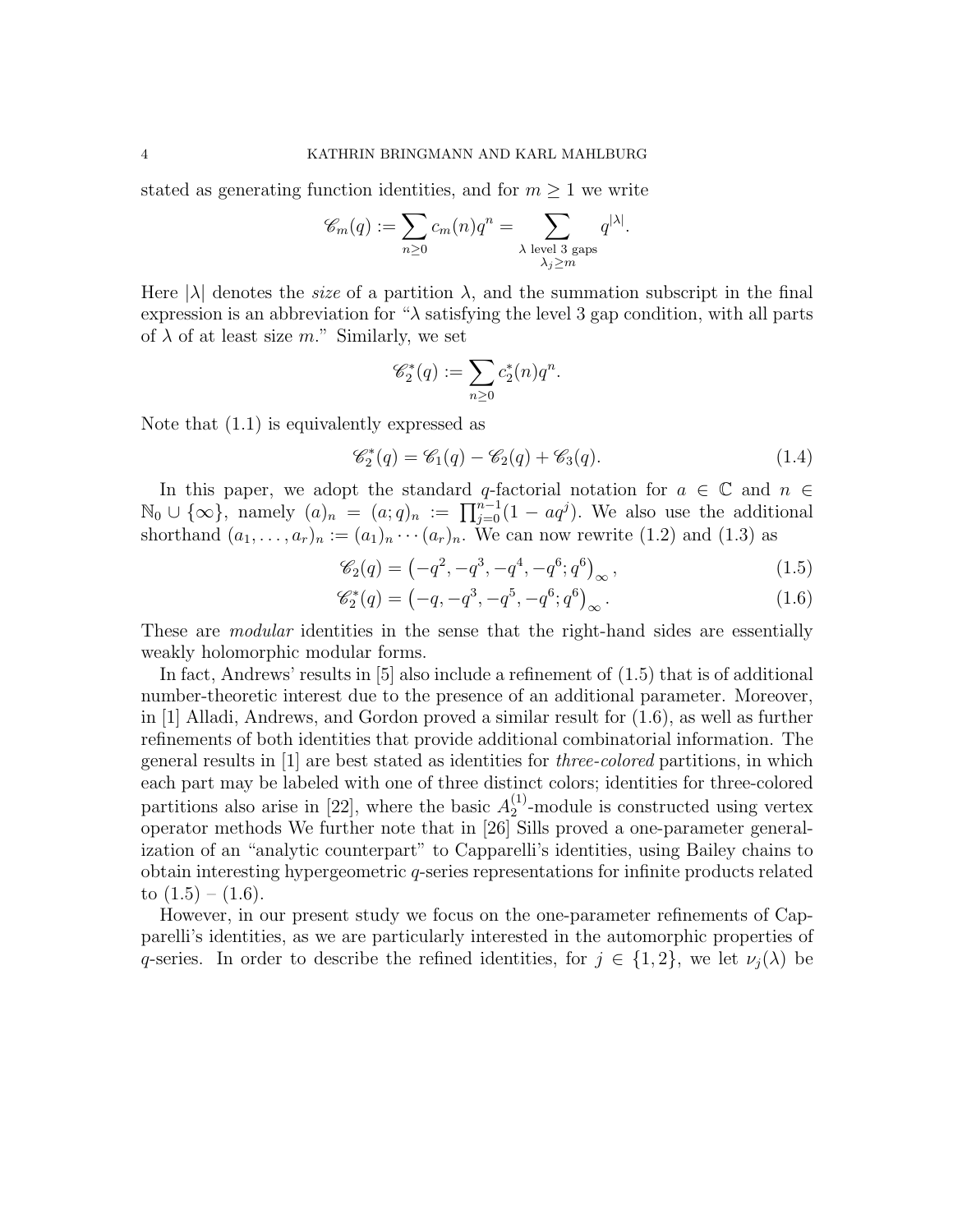stated as generating function identities, and for $m \geq 1$ we write

$$\mathscr{C}_m(q) := \sum_{n \geq 0} c_m(n) q^n = \sum_{\substack{\lambda \text{ level 3 gaps} \\ \lambda_j \geq m}} q^{|\lambda|}.$$

Here $|\lambda|$ denotes the *size* of a partition $\lambda$, and the summation subscript in the final expression is an abbreviation for "$\lambda$ satisfying the level 3 gap condition, with all parts of $\lambda$ of at least size $m$." Similarly, we set

$$\mathscr{C}_2^*(q) := \sum_{n \geq 0} c_2^*(n) q^n.$$

Note that (1.1) is equivalently expressed as

$$\mathscr{C}_2^*(q) = \mathscr{C}_1(q) - \mathscr{C}_2(q) + \mathscr{C}_3(q). \tag{1.4}$$

In this paper, we adopt the standard $q$-factorial notation for $a \in \mathbb{C}$ and $n \in \mathbb{N}_0 \cup \{\infty\}$, namely $(a)_n = (a;q)_n := \prod_{j=0}^{n-1}(1 - aq^j)$. We also use the additional shorthand $(a_1, \ldots, a_r)_n := (a_1)_n \cdots (a_r)_n$. We can now rewrite (1.2) and (1.3) as

$$\mathscr{C}_2(q) = \left(-q^2, -q^3, -q^4, -q^6; q^6\right)_\infty, \tag{1.5}$$

$$\mathscr{C}_2^*(q) = \left(-q, -q^3, -q^5, -q^6; q^6\right)_\infty. \tag{1.6}$$

These are *modular* identities in the sense that the right-hand sides are essentially weakly holomorphic modular forms.

In fact, Andrews' results in [5] also include a refinement of (1.5) that is of additional number-theoretic interest due to the presence of an additional parameter. Moreover, in [1] Alladi, Andrews, and Gordon proved a similar result for (1.6), as well as further refinements of both identities that provide additional combinatorial information. The general results in [1] are best stated as identities for *three-colored* partitions, in which each part may be labeled with one of three distinct colors; identities for three-colored partitions also arise in [22], where the basic $A_2^{(1)}$-module is constructed using vertex operator methods We further note that in [26] Sills proved a one-parameter generalization of an "analytic counterpart" to Capparelli's identities, using Bailey chains to obtain interesting hypergeometric $q$-series representations for infinite products related to (1.5) – (1.6).

However, in our present study we focus on the one-parameter refinements of Capparelli's identities, as we are particularly interested in the automorphic properties of $q$-series. In order to describe the refined identities, for $j \in \{1, 2\}$, we let $\nu_j(\lambda)$ be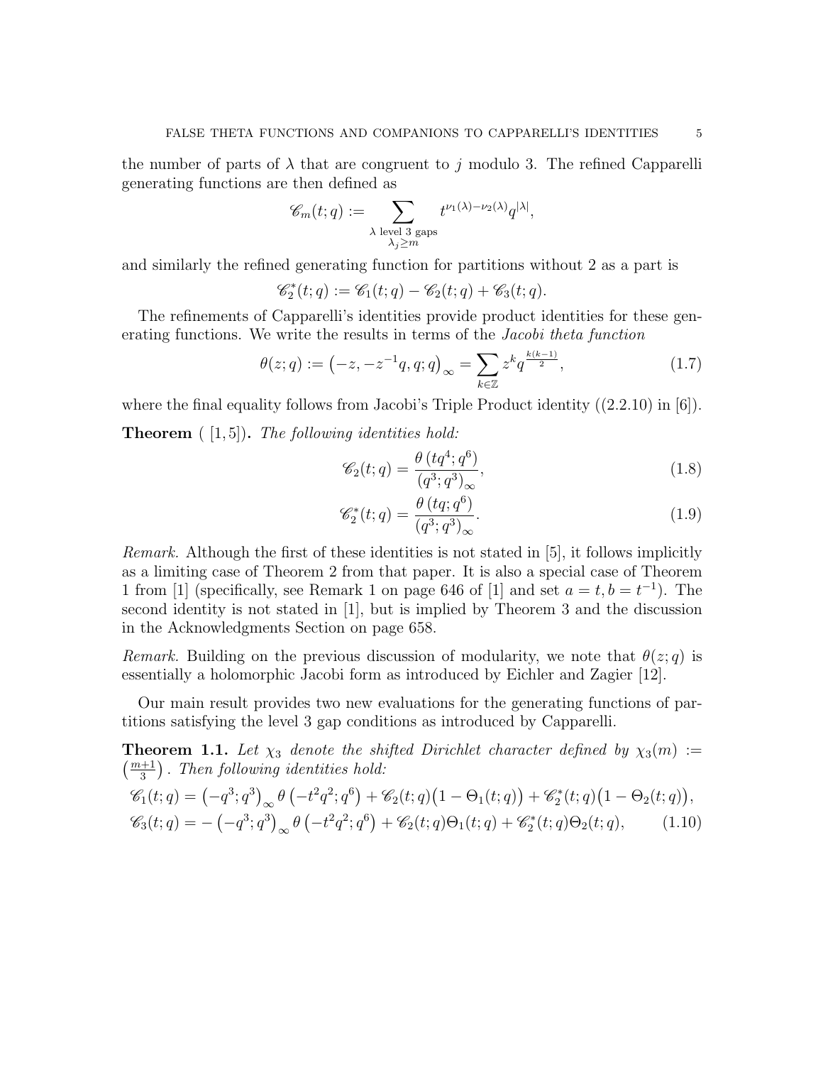the number of parts of $\lambda$ that are congruent to $j$ modulo 3. The refined Capparelli generating functions are then defined as

$$\mathscr{C}_m(t;q) := \sum_{\substack{\lambda \text{ level 3 gaps} \\ \lambda_j \geq m}} t^{\nu_1(\lambda)-\nu_2(\lambda)} q^{|\lambda|},$$

and similarly the refined generating function for partitions without 2 as a part is

$$\mathscr{C}_2^*(t;q) := \mathscr{C}_1(t;q) - \mathscr{C}_2(t;q) + \mathscr{C}_3(t;q).$$

The refinements of Capparelli's identities provide product identities for these generating functions. We write the results in terms of the *Jacobi theta function*

$$\theta(z;q) := \left(-z, -z^{-1}q, q; q\right)_\infty = \sum_{k\in\mathbb{Z}} z^k q^{\frac{k(k-1)}{2}}, \tag{1.7}$$

where the final equality follows from Jacobi's Triple Product identity ((2.2.10) in [6]).

**Theorem** ( [1,5]). *The following identities hold:*

$$\mathscr{C}_2(t;q) = \frac{\theta\left(tq^4;q^6\right)}{\left(q^3;q^3\right)_\infty}, \tag{1.8}$$

$$\mathscr{C}_2^*(t;q) = \frac{\theta\left(tq;q^6\right)}{\left(q^3;q^3\right)_\infty}. \tag{1.9}$$

*Remark.* Although the first of these identities is not stated in [5], it follows implicitly as a limiting case of Theorem 2 from that paper. It is also a special case of Theorem 1 from [1] (specifically, see Remark 1 on page 646 of [1] and set $a = t, b = t^{-1}$). The second identity is not stated in [1], but is implied by Theorem 3 and the discussion in the Acknowledgments Section on page 658.

*Remark.* Building on the previous discussion of modularity, we note that $\theta(z;q)$ is essentially a holomorphic Jacobi form as introduced by Eichler and Zagier [12].

Our main result provides two new evaluations for the generating functions of partitions satisfying the level 3 gap conditions as introduced by Capparelli.

**Theorem 1.1.** *Let $\chi_3$ denote the shifted Dirichlet character defined by $\chi_3(m) := \left(\frac{m+1}{3}\right)$. Then following identities hold:*

$$\mathscr{C}_1(t;q) = \left(-q^3;q^3\right)_\infty \theta\left(-t^2q^2;q^6\right) + \mathscr{C}_2(t;q)\big(1-\Theta_1(t;q)\big) + \mathscr{C}_2^*(t;q)\big(1-\Theta_2(t;q)\big),$$

$$\mathscr{C}_3(t;q) = -\left(-q^3;q^3\right)_\infty \theta\left(-t^2q^2;q^6\right) + \mathscr{C}_2(t;q)\Theta_1(t;q) + \mathscr{C}_2^*(t;q)\Theta_2(t;q), \tag{1.10}$$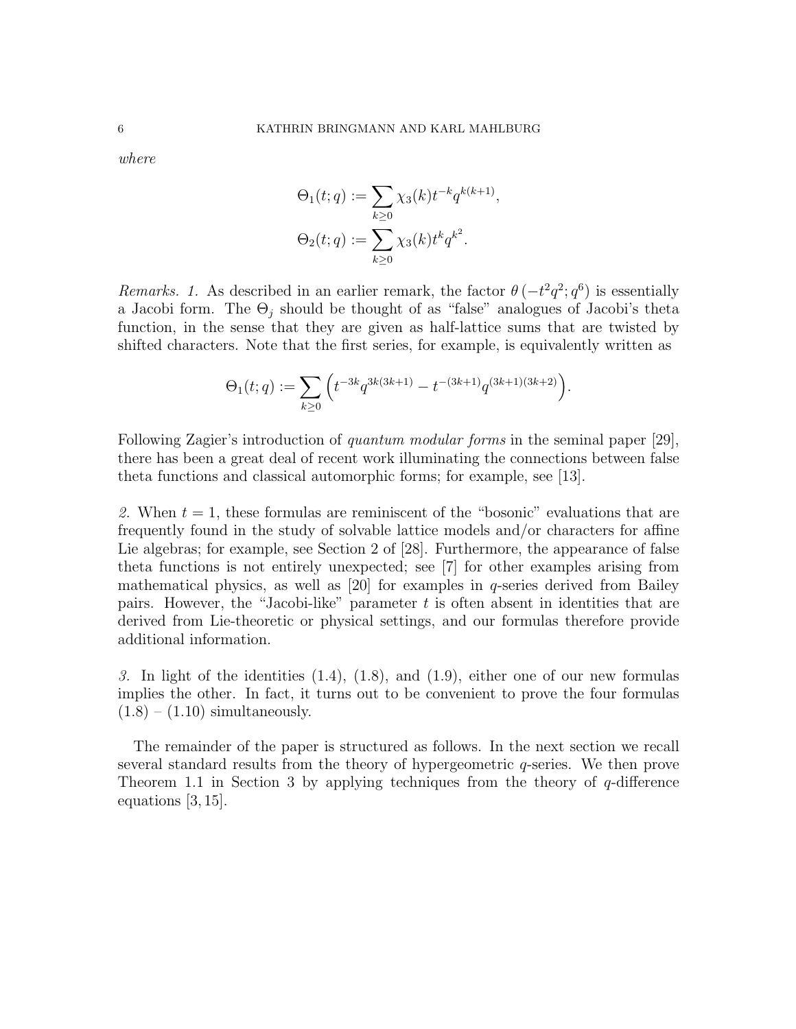*where*

$$\Theta_1(t;q) := \sum_{k\geq 0} \chi_3(k) t^{-k} q^{k(k+1)},$$
$$\Theta_2(t;q) := \sum_{k\geq 0} \chi_3(k) t^{k} q^{k^2}.$$

*Remarks. 1.* As described in an earlier remark, the factor $\theta\left(-t^2q^2; q^6\right)$ is essentially a Jacobi form. The $\Theta_j$ should be thought of as "false" analogues of Jacobi's theta function, in the sense that they are given as half-lattice sums that are twisted by shifted characters. Note that the first series, for example, is equivalently written as

$$\Theta_1(t;q) := \sum_{k\geq 0} \left( t^{-3k} q^{3k(3k+1)} - t^{-(3k+1)} q^{(3k+1)(3k+2)} \right).$$

Following Zagier's introduction of *quantum modular forms* in the seminal paper [29], there has been a great deal of recent work illuminating the connections between false theta functions and classical automorphic forms; for example, see [13].

*2.* When $t = 1$, these formulas are reminiscent of the "bosonic" evaluations that are frequently found in the study of solvable lattice models and/or characters for affine Lie algebras; for example, see Section 2 of [28]. Furthermore, the appearance of false theta functions is not entirely unexpected; see [7] for other examples arising from mathematical physics, as well as [20] for examples in $q$-series derived from Bailey pairs. However, the "Jacobi-like" parameter $t$ is often absent in identities that are derived from Lie-theoretic or physical settings, and our formulas therefore provide additional information.

*3.* In light of the identities (1.4), (1.8), and (1.9), either one of our new formulas implies the other. In fact, it turns out to be convenient to prove the four formulas (1.8) – (1.10) simultaneously.

The remainder of the paper is structured as follows. In the next section we recall several standard results from the theory of hypergeometric $q$-series. We then prove Theorem 1.1 in Section 3 by applying techniques from the theory of $q$-difference equations [3, 15].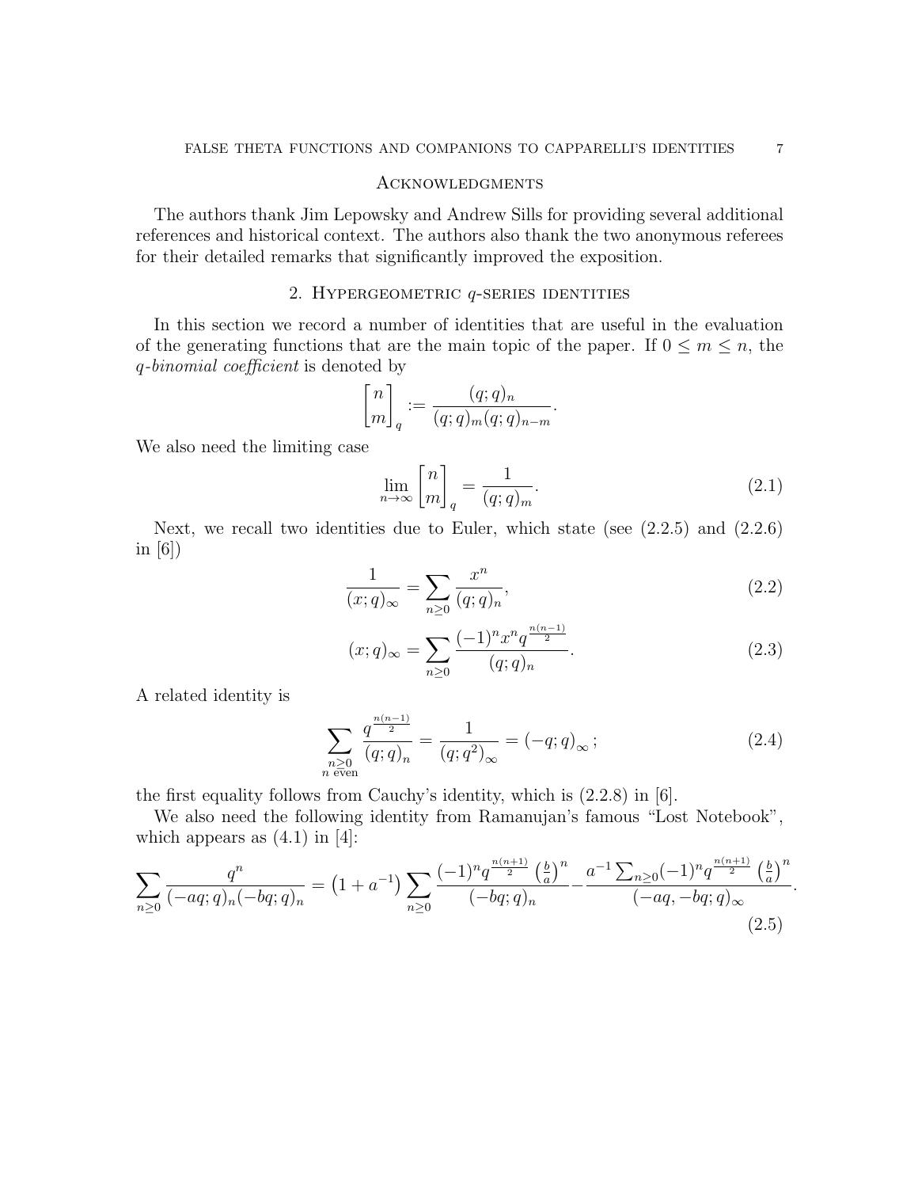## Acknowledgments

The authors thank Jim Lepowsky and Andrew Sills for providing several additional references and historical context. The authors also thank the two anonymous referees for their detailed remarks that significantly improved the exposition.

## 2. Hypergeometric $q$-series identities

In this section we record a number of identities that are useful in the evaluation of the generating functions that are the main topic of the paper. If $0 \leq m \leq n$, the *$q$-binomial coefficient* is denoted by

$$\begin{bmatrix} n \\ m \end{bmatrix}_q := \frac{(q;q)_n}{(q;q)_m (q;q)_{n-m}}.$$

We also need the limiting case

$$\lim_{n \to \infty} \begin{bmatrix} n \\ m \end{bmatrix}_q = \frac{1}{(q;q)_m}. \tag{2.1}$$

Next, we recall two identities due to Euler, which state (see (2.2.5) and (2.2.6) in [6])

$$\frac{1}{(x;q)_\infty} = \sum_{n \geq 0} \frac{x^n}{(q;q)_n}, \tag{2.2}$$

$$(x;q)_\infty = \sum_{n \geq 0} \frac{(-1)^n x^n q^{\frac{n(n-1)}{2}}}{(q;q)_n}. \tag{2.3}$$

A related identity is

$$\sum_{\substack{n \geq 0 \\ n \text{ even}}} \frac{q^{\frac{n(n-1)}{2}}}{(q;q)_n} = \frac{1}{(q;q^2)_\infty} = (-q;q)_\infty; \tag{2.4}$$

the first equality follows from Cauchy's identity, which is (2.2.8) in [6].

We also need the following identity from Ramanujan's famous "Lost Notebook", which appears as (4.1) in [4]:

$$\sum_{n \geq 0} \frac{q^n}{(-aq;q)_n (-bq;q)_n} = \left(1 + a^{-1}\right) \sum_{n \geq 0} \frac{(-1)^n q^{\frac{n(n+1)}{2}} \left(\frac{b}{a}\right)^n}{(-bq;q)_n} - \frac{a^{-1} \sum_{n \geq 0} (-1)^n q^{\frac{n(n+1)}{2}} \left(\frac{b}{a}\right)^n}{(-aq, -bq;q)_\infty}. \tag{2.5}$$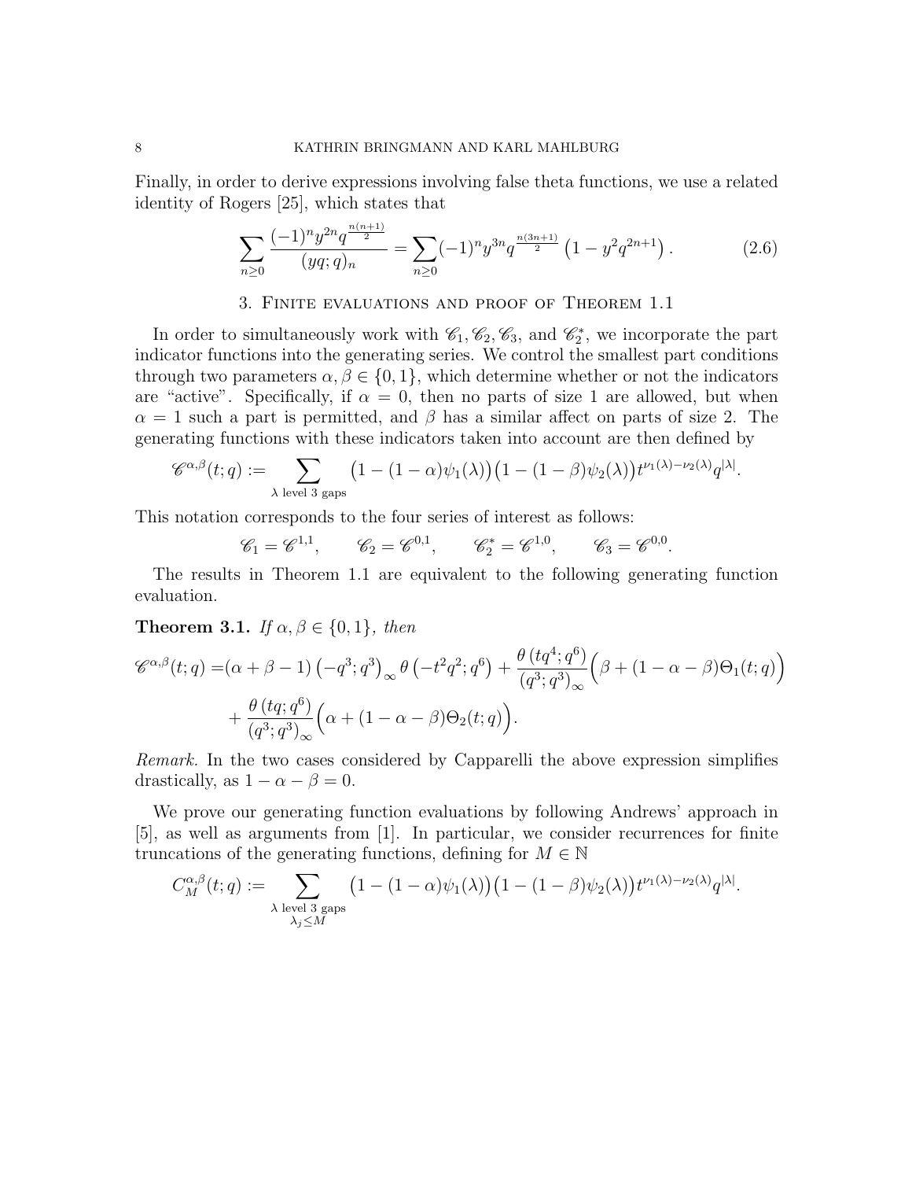Finally, in order to derive expressions involving false theta functions, we use a related identity of Rogers [25], which states that

$$\sum_{n\geq 0} \frac{(-1)^n y^{2n} q^{\frac{n(n+1)}{2}}}{(yq;q)_n} = \sum_{n\geq 0} (-1)^n y^{3n} q^{\frac{n(3n+1)}{2}} \left(1 - y^2 q^{2n+1}\right). \tag{2.6}$$

## 3. Finite evaluations and proof of Theorem 1.1

In order to simultaneously work with $\mathscr{C}_1, \mathscr{C}_2, \mathscr{C}_3$, and $\mathscr{C}_2^*$, we incorporate the part indicator functions into the generating series. We control the smallest part conditions through two parameters $\alpha, \beta \in \{0,1\}$, which determine whether or not the indicators are "active". Specifically, if $\alpha = 0$, then no parts of size 1 are allowed, but when $\alpha = 1$ such a part is permitted, and $\beta$ has a similar affect on parts of size 2. The generating functions with these indicators taken into account are then defined by

$$\mathscr{C}^{\alpha,\beta}(t;q) := \sum_{\lambda \text{ level 3 gaps}} \big(1-(1-\alpha)\psi_1(\lambda)\big)\big(1-(1-\beta)\psi_2(\lambda)\big) t^{\nu_1(\lambda)-\nu_2(\lambda)} q^{|\lambda|}.$$

This notation corresponds to the four series of interest as follows:

$$\mathscr{C}_1 = \mathscr{C}^{1,1}, \qquad \mathscr{C}_2 = \mathscr{C}^{0,1}, \qquad \mathscr{C}_2^* = \mathscr{C}^{1,0}, \qquad \mathscr{C}_3 = \mathscr{C}^{0,0}.$$

The results in Theorem 1.1 are equivalent to the following generating function evaluation.

**Theorem 3.1.** *If $\alpha, \beta \in \{0,1\}$, then*

$$\begin{aligned}\mathscr{C}^{\alpha,\beta}(t;q) =& (\alpha+\beta-1)\left(-q^3;q^3\right)_\infty \theta\left(-t^2q^2;q^6\right) + \frac{\theta\left(tq^4;q^6\right)}{\left(q^3;q^3\right)_\infty}\Big(\beta + (1-\alpha-\beta)\Theta_1(t;q)\Big) \\ &+ \frac{\theta\left(tq;q^6\right)}{\left(q^3;q^3\right)_\infty}\Big(\alpha + (1-\alpha-\beta)\Theta_2(t;q)\Big).\end{aligned}$$

*Remark.* In the two cases considered by Capparelli the above expression simplifies drastically, as $1-\alpha-\beta = 0$.

We prove our generating function evaluations by following Andrews' approach in [5], as well as arguments from [1]. In particular, we consider recurrences for finite truncations of the generating functions, defining for $M \in \mathbb{N}$

$$C_M^{\alpha,\beta}(t;q) := \sum_{\substack{\lambda \text{ level 3 gaps} \\ \lambda_j \leq M}} \big(1-(1-\alpha)\psi_1(\lambda)\big)\big(1-(1-\beta)\psi_2(\lambda)\big) t^{\nu_1(\lambda)-\nu_2(\lambda)} q^{|\lambda|}.$$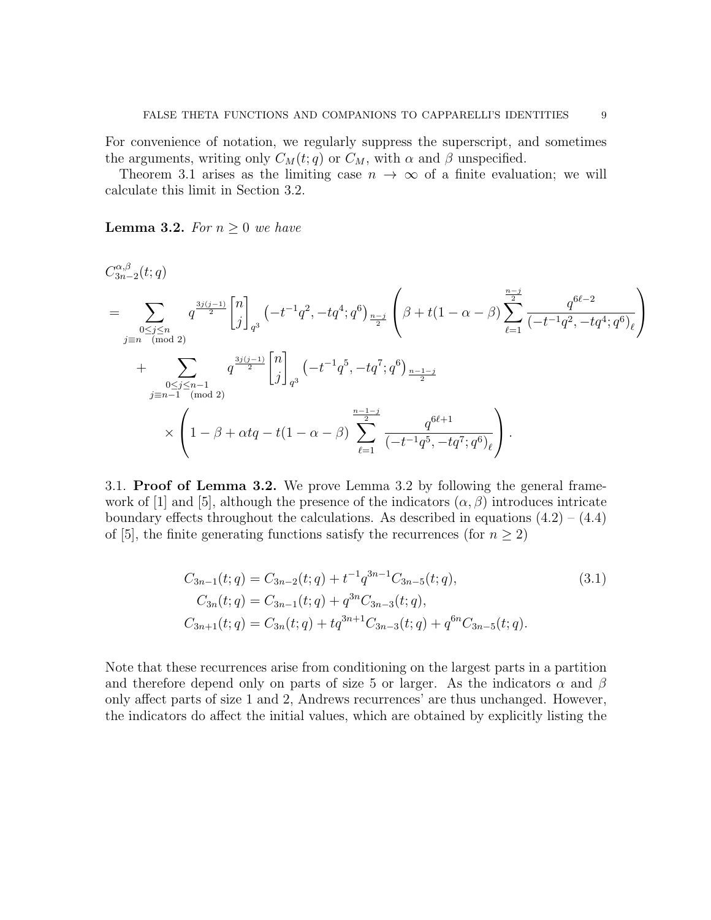For convenience of notation, we regularly suppress the superscript, and sometimes the arguments, writing only $C_M(t;q)$ or $C_M$, with $\alpha$ and $\beta$ unspecified.

Theorem 3.1 arises as the limiting case $n \to \infty$ of a finite evaluation; we will calculate this limit in Section 3.2.

**Lemma 3.2.** *For $n \geq 0$ we have*

$$
\begin{aligned}
&C^{\alpha,\beta}_{3n-2}(t;q) \\
&= \sum_{\substack{0 \leq j \leq n \\ j \equiv n \pmod 2}} q^{\frac{3j(j-1)}{2}} \begin{bmatrix} n \\ j \end{bmatrix}_{q^3} \left(-t^{-1}q^2, -tq^4; q^6\right)_{\frac{n-j}{2}} \left( \beta + t(1-\alpha-\beta) \sum_{\ell=1}^{\frac{n-j}{2}} \frac{q^{6\ell-2}}{\left(-t^{-1}q^2, -tq^4; q^6\right)_\ell} \right) \\
&\quad + \sum_{\substack{0 \leq j \leq n-1 \\ j \equiv n-1 \pmod 2}} q^{\frac{3j(j-1)}{2}} \begin{bmatrix} n \\ j \end{bmatrix}_{q^3} \left(-t^{-1}q^5, -tq^7; q^6\right)_{\frac{n-1-j}{2}} \\
&\qquad \times \left( 1 - \beta + \alpha t q - t(1-\alpha-\beta) \sum_{\ell=1}^{\frac{n-1-j}{2}} \frac{q^{6\ell+1}}{\left(-t^{-1}q^5, -tq^7; q^6\right)_\ell} \right).
\end{aligned}
$$

3.1. **Proof of Lemma 3.2.** We prove Lemma 3.2 by following the general framework of [1] and [5], although the presence of the indicators $(\alpha, \beta)$ introduces intricate boundary effects throughout the calculations. As described in equations (4.2) – (4.4) of [5], the finite generating functions satisfy the recurrences (for $n \geq 2$)

$$
\begin{aligned}
C_{3n-1}(t;q) &= C_{3n-2}(t;q) + t^{-1}q^{3n-1}C_{3n-5}(t;q), \\
C_{3n}(t;q) &= C_{3n-1}(t;q) + q^{3n}C_{3n-3}(t;q), \\
C_{3n+1}(t;q) &= C_{3n}(t;q) + tq^{3n+1}C_{3n-3}(t;q) + q^{6n}C_{3n-5}(t;q).
\end{aligned}
\tag{3.1}
$$

Note that these recurrences arise from conditioning on the largest parts in a partition and therefore depend only on parts of size 5 or larger. As the indicators $\alpha$ and $\beta$ only affect parts of size 1 and 2, Andrews recurrences' are thus unchanged. However, the indicators do affect the initial values, which are obtained by explicitly listing the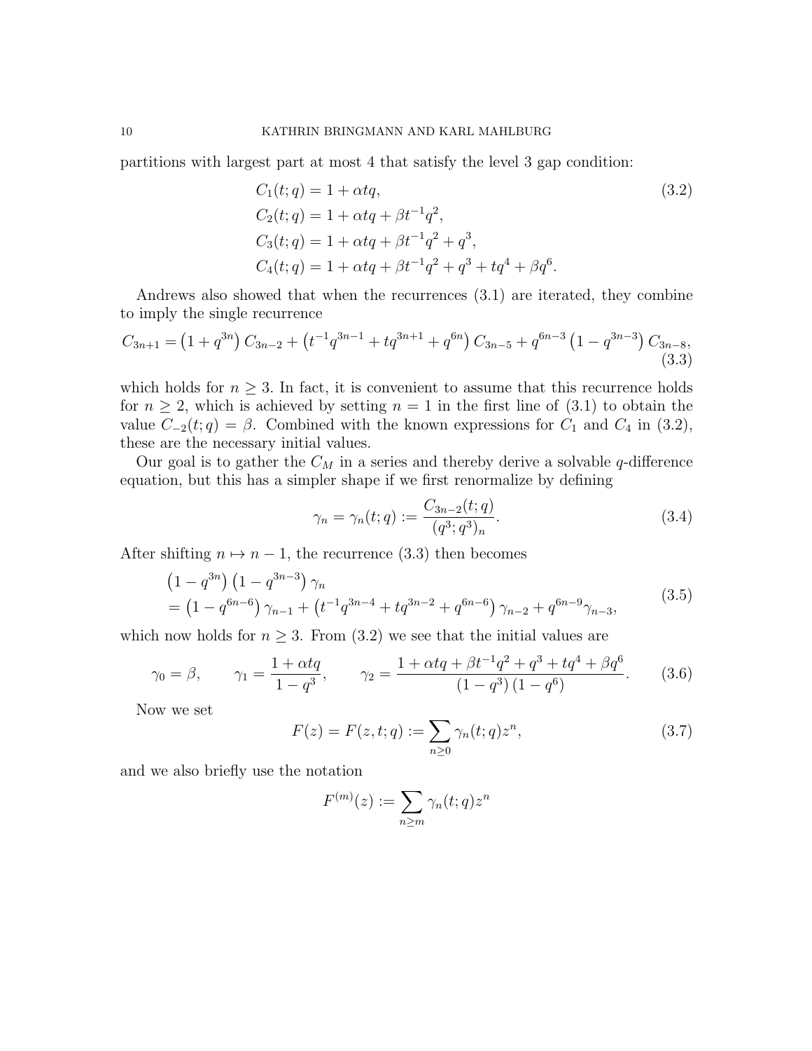partitions with largest part at most 4 that satisfy the level 3 gap condition:

$$
\begin{aligned}
C_1(t;q) &= 1 + \alpha t q, \\
C_2(t;q) &= 1 + \alpha t q + \beta t^{-1} q^2, \\
C_3(t;q) &= 1 + \alpha t q + \beta t^{-1} q^2 + q^3, \\
C_4(t;q) &= 1 + \alpha t q + \beta t^{-1} q^2 + q^3 + t q^4 + \beta q^6.
\end{aligned}
\tag{3.2}
$$

Andrews also showed that when the recurrences (3.1) are iterated, they combine to imply the single recurrence

$$
C_{3n+1} = \left(1 + q^{3n}\right) C_{3n-2} + \left(t^{-1} q^{3n-1} + t q^{3n+1} + q^{6n}\right) C_{3n-5} + q^{6n-3}\left(1 - q^{3n-3}\right) C_{3n-8},
\tag{3.3}
$$

which holds for $n \geq 3$. In fact, it is convenient to assume that this recurrence holds for $n \geq 2$, which is achieved by setting $n = 1$ in the first line of (3.1) to obtain the value $C_{-2}(t;q) = \beta$. Combined with the known expressions for $C_1$ and $C_4$ in (3.2), these are the necessary initial values.

Our goal is to gather the $C_M$ in a series and thereby derive a solvable $q$-difference equation, but this has a simpler shape if we first renormalize by defining

$$
\gamma_n = \gamma_n(t;q) := \frac{C_{3n-2}(t;q)}{(q^3;q^3)_n}.
\tag{3.4}
$$

After shifting $n \mapsto n-1$, the recurrence (3.3) then becomes

$$
\begin{aligned}
&\left(1 - q^{3n}\right)\left(1 - q^{3n-3}\right) \gamma_n \\
&= \left(1 - q^{6n-6}\right) \gamma_{n-1} + \left(t^{-1} q^{3n-4} + t q^{3n-2} + q^{6n-6}\right) \gamma_{n-2} + q^{6n-9} \gamma_{n-3},
\end{aligned}
\tag{3.5}
$$

which now holds for $n \geq 3$. From (3.2) we see that the initial values are

$$
\gamma_0 = \beta, \qquad \gamma_1 = \frac{1 + \alpha t q}{1 - q^3}, \qquad \gamma_2 = \frac{1 + \alpha t q + \beta t^{-1} q^2 + q^3 + t q^4 + \beta q^6}{\left(1 - q^3\right)\left(1 - q^6\right)}.
\tag{3.6}
$$

Now we set

$$
F(z) = F(z,t;q) := \sum_{n \geq 0} \gamma_n(t;q) z^n,
\tag{3.7}
$$

and we also briefly use the notation

$$
F^{(m)}(z) := \sum_{n \geq m} \gamma_n(t;q) z^n
$$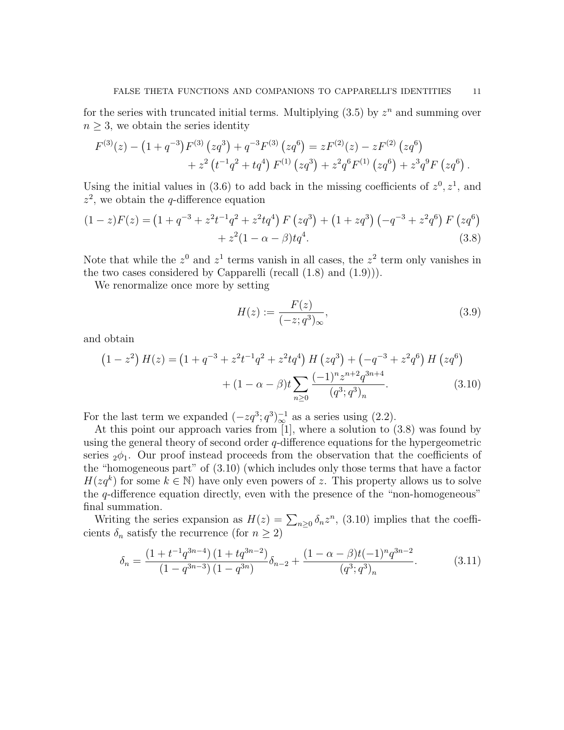for the series with truncated initial terms. Multiplying (3.5) by $z^n$ and summing over $n \geq 3$, we obtain the series identity

$$
\begin{aligned}
F^{(3)}(z) - \left(1+q^{-3}\right)F^{(3)}\left(zq^3\right) + q^{-3}F^{(3)}\left(zq^6\right) &= zF^{(2)}(z) - zF^{(2)}\left(zq^6\right) \\
&\quad + z^2\left(t^{-1}q^2 + tq^4\right)F^{(1)}\left(zq^3\right) + z^2q^6F^{(1)}\left(zq^6\right) + z^3q^9F\left(zq^6\right).
\end{aligned}
$$

Using the initial values in (3.6) to add back in the missing coefficients of $z^0, z^1$, and $z^2$, we obtain the $q$-difference equation

$$
\begin{aligned}
(1-z)F(z) = \left(1+q^{-3}+z^2t^{-1}q^2+z^2tq^4\right)F\left(zq^3\right) + \left(1+zq^3\right)\left(-q^{-3}+z^2q^6\right)F\left(zq^6\right) \\
+ z^2(1-\alpha-\beta)tq^4. \qquad (3.8)
\end{aligned}
$$

Note that while the $z^0$ and $z^1$ terms vanish in all cases, the $z^2$ term only vanishes in the two cases considered by Capparelli (recall (1.8) and (1.9))).

We renormalize once more by setting

$$
H(z) := \frac{F(z)}{(-z;q^3)_\infty}, \qquad (3.9)
$$

and obtain

$$
\begin{aligned}
\left(1-z^2\right)H(z) = \left(1+q^{-3}+z^2t^{-1}q^2+z^2tq^4\right)H\left(zq^3\right) + \left(-q^{-3}+z^2q^6\right)H\left(zq^6\right) \\
+ (1-\alpha-\beta)t\sum_{n\geq 0}\frac{(-1)^nz^{n+2}q^{3n+4}}{(q^3;q^3)_n}. \qquad (3.10)
\end{aligned}
$$

For the last term we expanded $(-zq^3;q^3)_\infty^{-1}$ as a series using (2.2).

At this point our approach varies from [1], where a solution to (3.8) was found by using the general theory of second order $q$-difference equations for the hypergeometric series ${}_2\phi_1$. Our proof instead proceeds from the observation that the coefficients of the "homogeneous part" of (3.10) (which includes only those terms that have a factor $H(zq^k)$ for some $k \in \mathbb{N}$) have only even powers of $z$. This property allows us to solve the $q$-difference equation directly, even with the presence of the "non-homogeneous" final summation.

Writing the series expansion as $H(z) = \sum_{n\geq 0}\delta_nz^n$, (3.10) implies that the coefficients $\delta_n$ satisfy the recurrence (for $n \geq 2$)

$$
\delta_n = \frac{\left(1+t^{-1}q^{3n-4}\right)\left(1+tq^{3n-2}\right)}{\left(1-q^{3n-3}\right)\left(1-q^{3n}\right)}\delta_{n-2} + \frac{(1-\alpha-\beta)t(-1)^nq^{3n-2}}{(q^3;q^3)_n}. \qquad (3.11)
$$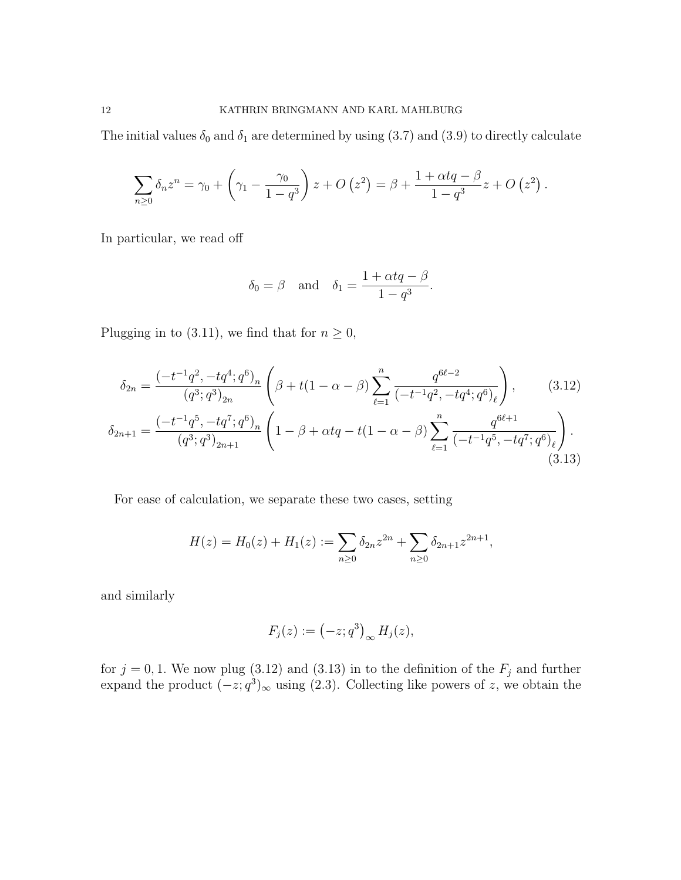The initial values $\delta_0$ and $\delta_1$ are determined by using (3.7) and (3.9) to directly calculate

$$\sum_{n\geq 0} \delta_n z^n = \gamma_0 + \left(\gamma_1 - \frac{\gamma_0}{1-q^3}\right) z + O\left(z^2\right) = \beta + \frac{1+\alpha t q - \beta}{1-q^3} z + O\left(z^2\right).$$

In particular, we read off

$$\delta_0 = \beta \quad \text{and} \quad \delta_1 = \frac{1+\alpha t q - \beta}{1-q^3}.$$

Plugging in to (3.11), we find that for $n \geq 0$,

$$\delta_{2n} = \frac{\left(-t^{-1}q^2, -tq^4; q^6\right)_n}{\left(q^3;q^3\right)_{2n}} \left(\beta + t(1-\alpha-\beta) \sum_{\ell=1}^{n} \frac{q^{6\ell-2}}{\left(-t^{-1}q^2, -tq^4; q^6\right)_\ell}\right), \tag{3.12}$$

$$\delta_{2n+1} = \frac{\left(-t^{-1}q^5, -tq^7; q^6\right)_n}{\left(q^3;q^3\right)_{2n+1}} \left(1 - \beta + \alpha t q - t(1-\alpha-\beta) \sum_{\ell=1}^{n} \frac{q^{6\ell+1}}{\left(-t^{-1}q^5, -tq^7; q^6\right)_\ell}\right). \tag{3.13}$$

For ease of calculation, we separate these two cases, setting

$$H(z) = H_0(z) + H_1(z) := \sum_{n\geq 0} \delta_{2n} z^{2n} + \sum_{n\geq 0} \delta_{2n+1} z^{2n+1},$$

and similarly

$$F_j(z) := \left(-z;q^3\right)_\infty H_j(z),$$

for $j = 0, 1$. We now plug (3.12) and (3.13) in to the definition of the $F_j$ and further expand the product $(-z;q^3)_\infty$ using (2.3). Collecting like powers of $z$, we obtain the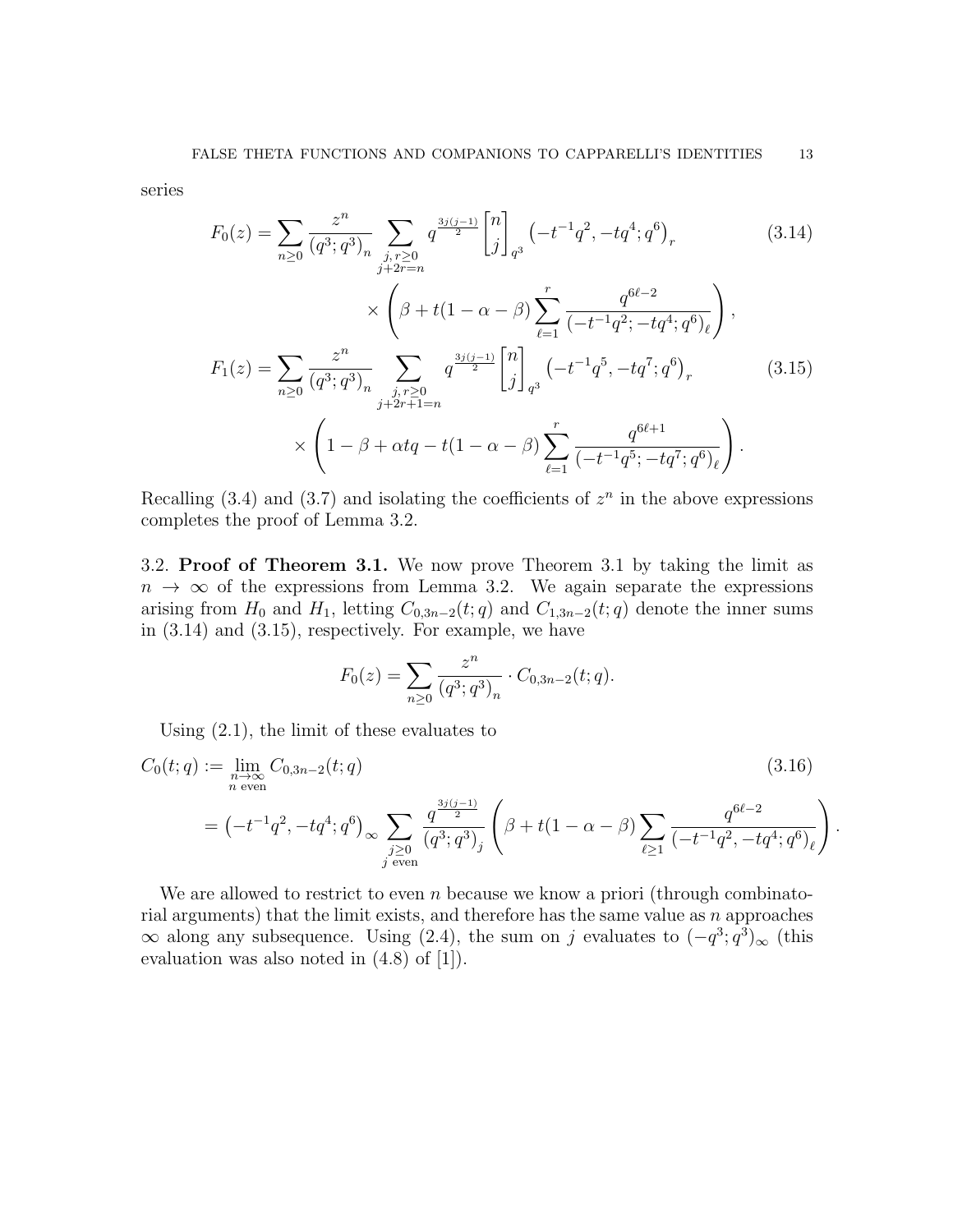series

$$
\begin{aligned}
F_0(z) = \sum_{n \geq 0} \frac{z^n}{(q^3;q^3)_n} \sum_{\substack{j,\, r \geq 0 \\ j+2r=n}} q^{\frac{3j(j-1)}{2}} \begin{bmatrix} n \\ j \end{bmatrix}_{q^3} \left(-t^{-1}q^2, -tq^4; q^6\right)_r \qquad\qquad (3.14) \\
\times \left( \beta + t(1-\alpha-\beta) \sum_{\ell=1}^{r} \frac{q^{6\ell-2}}{\left(-t^{-1}q^2; -tq^4; q^6\right)_\ell} \right),
\end{aligned}
$$

$$
\begin{aligned}
F_1(z) = \sum_{n \geq 0} \frac{z^n}{(q^3;q^3)_n} \sum_{\substack{j,\, r \geq 0 \\ j+2r+1=n}} q^{\frac{3j(j-1)}{2}} \begin{bmatrix} n \\ j \end{bmatrix}_{q^3} \left(-t^{-1}q^5, -tq^7; q^6\right)_r \qquad\qquad (3.15) \\
\times \left( 1 - \beta + \alpha t q - t(1-\alpha-\beta) \sum_{\ell=1}^{r} \frac{q^{6\ell+1}}{\left(-t^{-1}q^5; -tq^7; q^6\right)_\ell} \right).
\end{aligned}
$$

Recalling (3.4) and (3.7) and isolating the coefficients of $z^n$ in the above expressions completes the proof of Lemma 3.2.

3.2. **Proof of Theorem 3.1.** We now prove Theorem 3.1 by taking the limit as $n \to \infty$ of the expressions from Lemma 3.2. We again separate the expressions arising from $H_0$ and $H_1$, letting $C_{0,3n-2}(t;q)$ and $C_{1,3n-2}(t;q)$ denote the inner sums in (3.14) and (3.15), respectively. For example, we have

$$
F_0(z) = \sum_{n \geq 0} \frac{z^n}{(q^3;q^3)_n} \cdot C_{0,3n-2}(t;q).
$$

Using (2.1), the limit of these evaluates to

$$
\begin{aligned}
C_0(t;q) &:= \lim_{\substack{n\to\infty \\ n \text{ even}}} C_{0,3n-2}(t;q) \qquad\qquad (3.16) \\
&= \left(-t^{-1}q^2, -tq^4; q^6\right)_\infty \sum_{\substack{j \geq 0 \\ j \text{ even}}} \frac{q^{\frac{3j(j-1)}{2}}}{(q^3;q^3)_j} \left( \beta + t(1-\alpha-\beta) \sum_{\ell \geq 1} \frac{q^{6\ell-2}}{\left(-t^{-1}q^2, -tq^4; q^6\right)_\ell} \right).
\end{aligned}
$$

We are allowed to restrict to even $n$ because we know a priori (through combinatorial arguments) that the limit exists, and therefore has the same value as $n$ approaches $\infty$ along any subsequence. Using (2.4), the sum on $j$ evaluates to $(-q^3;q^3)_\infty$ (this evaluation was also noted in (4.8) of [1]).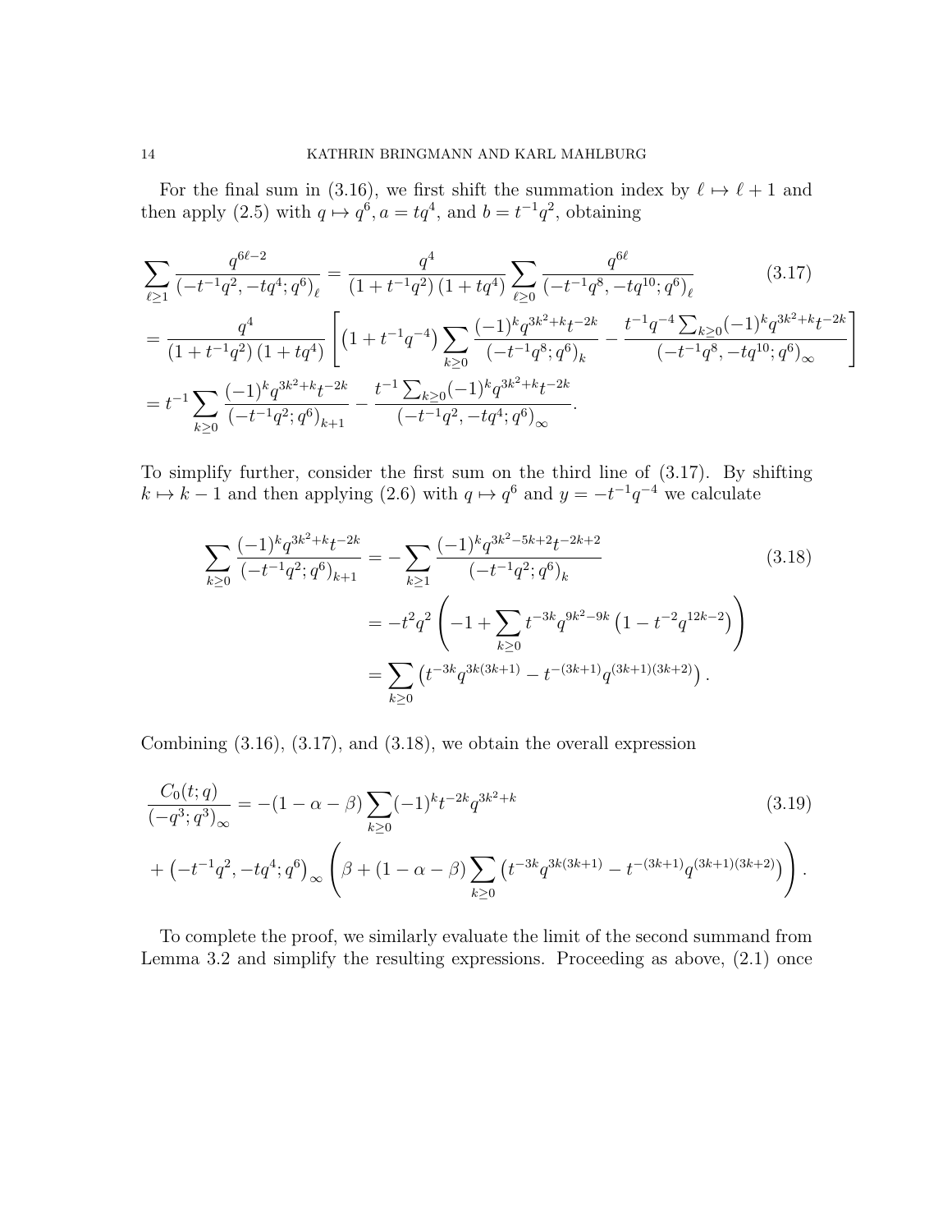For the final sum in (3.16), we first shift the summation index by $\ell \mapsto \ell + 1$ and then apply (2.5) with $q \mapsto q^6, a = tq^4$, and $b = t^{-1}q^2$, obtaining

$$
\begin{aligned}
\sum_{\ell \geq 1} \frac{q^{6\ell - 2}}{\left(-t^{-1}q^2, -tq^4; q^6\right)_\ell} &= \frac{q^4}{\left(1 + t^{-1}q^2\right)\left(1 + tq^4\right)} \sum_{\ell \geq 0} \frac{q^{6\ell}}{\left(-t^{-1}q^8, -tq^{10}; q^6\right)_\ell} \qquad (3.17) \\
&= \frac{q^4}{\left(1 + t^{-1}q^2\right)\left(1 + tq^4\right)} \left[\left(1 + t^{-1}q^{-4}\right) \sum_{k \geq 0} \frac{(-1)^k q^{3k^2+k} t^{-2k}}{\left(-t^{-1}q^8; q^6\right)_k} - \frac{t^{-1}q^{-4} \sum_{k \geq 0} (-1)^k q^{3k^2+k} t^{-2k}}{\left(-t^{-1}q^8, -tq^{10}; q^6\right)_\infty}\right] \\
&= t^{-1} \sum_{k \geq 0} \frac{(-1)^k q^{3k^2+k} t^{-2k}}{\left(-t^{-1}q^2; q^6\right)_{k+1}} - \frac{t^{-1} \sum_{k \geq 0} (-1)^k q^{3k^2+k} t^{-2k}}{\left(-t^{-1}q^2, -tq^4; q^6\right)_\infty}.
\end{aligned}
$$

To simplify further, consider the first sum on the third line of (3.17). By shifting $k \mapsto k - 1$ and then applying (2.6) with $q \mapsto q^6$ and $y = -t^{-1}q^{-4}$ we calculate

$$
\begin{aligned}
\sum_{k \geq 0} \frac{(-1)^k q^{3k^2+k} t^{-2k}}{\left(-t^{-1}q^2; q^6\right)_{k+1}} &= -\sum_{k \geq 1} \frac{(-1)^k q^{3k^2-5k+2} t^{-2k+2}}{\left(-t^{-1}q^2; q^6\right)_k} \qquad (3.18) \\
&= -t^2 q^2 \left(-1 + \sum_{k \geq 0} t^{-3k} q^{9k^2-9k} \left(1 - t^{-2} q^{12k-2}\right)\right) \\
&= \sum_{k \geq 0} \left(t^{-3k} q^{3k(3k+1)} - t^{-(3k+1)} q^{(3k+1)(3k+2)}\right).
\end{aligned}
$$

Combining (3.16), (3.17), and (3.18), we obtain the overall expression

$$
\begin{aligned}
\frac{C_0(t; q)}{\left(-q^3; q^3\right)_\infty} &= -(1 - \alpha - \beta) \sum_{k \geq 0} (-1)^k t^{-2k} q^{3k^2+k} \qquad (3.19) \\
&+ \left(-t^{-1}q^2, -tq^4; q^6\right)_\infty \left(\beta + (1 - \alpha - \beta) \sum_{k \geq 0} \left(t^{-3k} q^{3k(3k+1)} - t^{-(3k+1)} q^{(3k+1)(3k+2)}\right)\right).
\end{aligned}
$$

To complete the proof, we similarly evaluate the limit of the second summand from Lemma 3.2 and simplify the resulting expressions. Proceeding as above, (2.1) once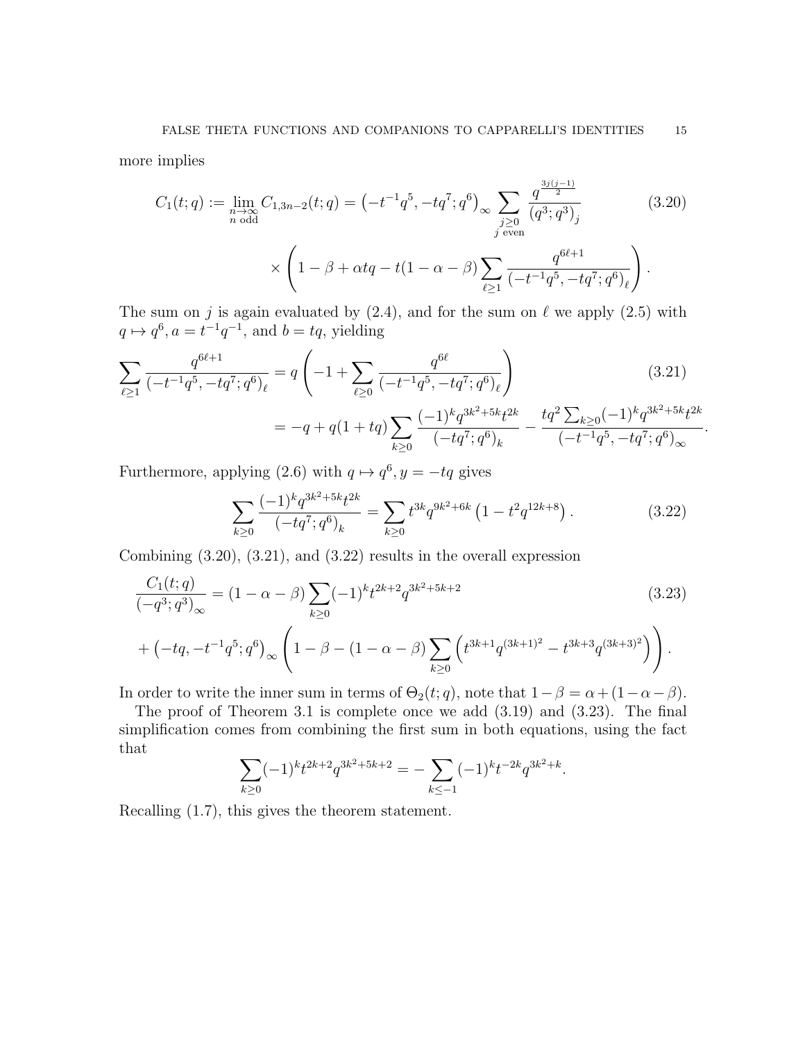more implies

$$C_1(t;q) := \lim_{\substack{n\to\infty \\ n \text{ odd}}} C_{1,3n-2}(t;q) = \left(-t^{-1}q^5, -tq^7; q^6\right)_\infty \sum_{\substack{j\geq 0 \\ j \text{ even}}} \frac{q^{\frac{3j(j-1)}{2}}}{(q^3;q^3)_j} \tag{3.20}$$

$$\times \left(1 - \beta + \alpha tq - t(1-\alpha-\beta)\sum_{\ell\geq 1} \frac{q^{6\ell+1}}{(-t^{-1}q^5, -tq^7; q^6)_\ell}\right).$$

The sum on $j$ is again evaluated by (2.4), and for the sum on $\ell$ we apply (2.5) with $q \mapsto q^6, a = t^{-1}q^{-1}$, and $b = tq$, yielding

$$\sum_{\ell\geq 1} \frac{q^{6\ell+1}}{(-t^{-1}q^5, -tq^7; q^6)_\ell} = q\left(-1 + \sum_{\ell\geq 0} \frac{q^{6\ell}}{(-t^{-1}q^5, -tq^7; q^6)_\ell}\right) \tag{3.21}$$

$$= -q + q(1+tq)\sum_{k\geq 0} \frac{(-1)^k q^{3k^2+5k} t^{2k}}{(-tq^7;q^6)_k} - \frac{tq^2 \sum_{k\geq 0}(-1)^k q^{3k^2+5k}t^{2k}}{(-t^{-1}q^5, -tq^7; q^6)_\infty}.$$

Furthermore, applying (2.6) with $q \mapsto q^6, y = -tq$ gives

$$\sum_{k\geq 0} \frac{(-1)^k q^{3k^2+5k} t^{2k}}{(-tq^7;q^6)_k} = \sum_{k\geq 0} t^{3k} q^{9k^2+6k}\left(1 - t^2 q^{12k+8}\right). \tag{3.22}$$

Combining (3.20), (3.21), and (3.22) results in the overall expression

$$\frac{C_1(t;q)}{(-q^3;q^3)_\infty} = (1-\alpha-\beta)\sum_{k\geq 0}(-1)^k t^{2k+2} q^{3k^2+5k+2} \tag{3.23}$$

$$+ \left(-tq, -t^{-1}q^5; q^6\right)_\infty \left(1 - \beta - (1-\alpha-\beta)\sum_{k\geq 0}\left(t^{3k+1}q^{(3k+1)^2} - t^{3k+3}q^{(3k+3)^2}\right)\right).$$

In order to write the inner sum in terms of $\Theta_2(t;q)$, note that $1-\beta = \alpha + (1-\alpha-\beta)$.

The proof of Theorem 3.1 is complete once we add (3.19) and (3.23). The final simplification comes from combining the first sum in both equations, using the fact that

$$\sum_{k\geq 0}(-1)^k t^{2k+2} q^{3k^2+5k+2} = -\sum_{k\leq -1}(-1)^k t^{-2k} q^{3k^2+k}.$$

Recalling (1.7), this gives the theorem statement.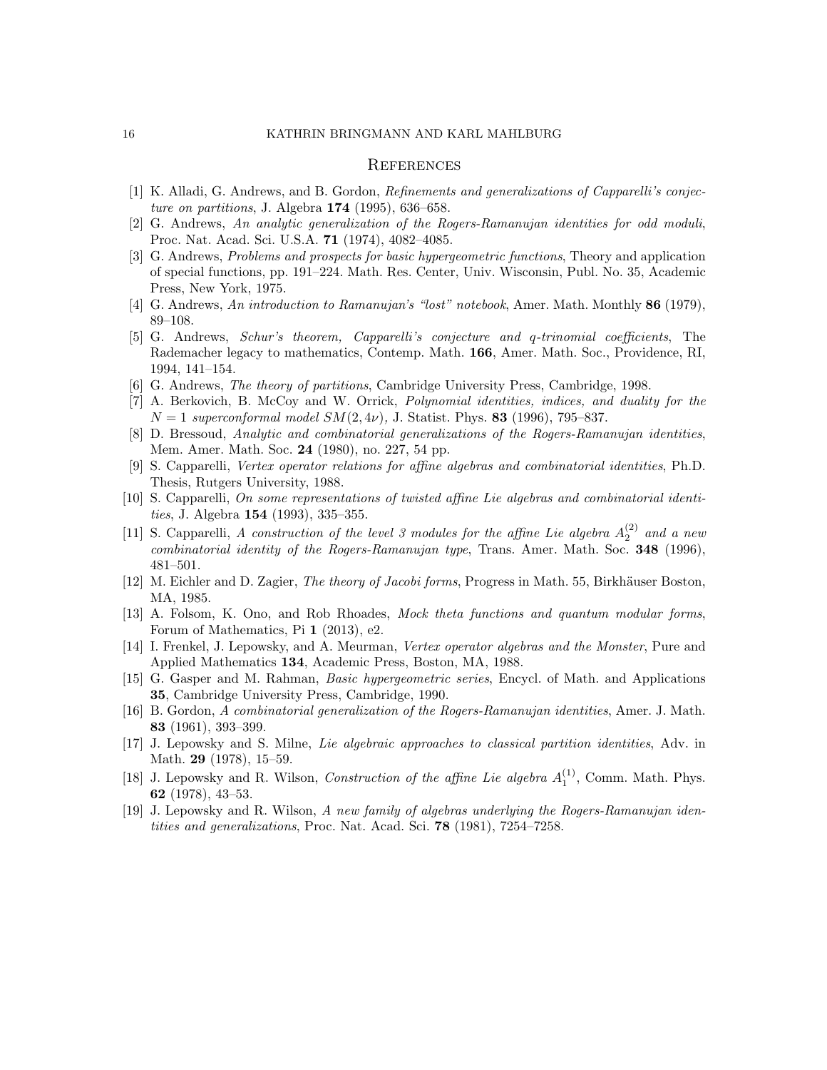## References

[1] K. Alladi, G. Andrews, and B. Gordon, *Refinements and generalizations of Capparelli's conjecture on partitions*, J. Algebra **174** (1995), 636–658.

[2] G. Andrews, *An analytic generalization of the Rogers-Ramanujan identities for odd moduli*, Proc. Nat. Acad. Sci. U.S.A. **71** (1974), 4082–4085.

[3] G. Andrews, *Problems and prospects for basic hypergeometric functions*, Theory and application of special functions, pp. 191–224. Math. Res. Center, Univ. Wisconsin, Publ. No. 35, Academic Press, New York, 1975.

[4] G. Andrews, *An introduction to Ramanujan's "lost" notebook*, Amer. Math. Monthly **86** (1979), 89–108.

[5] G. Andrews, *Schur's theorem, Capparelli's conjecture and q-trinomial coefficients*, The Rademacher legacy to mathematics, Contemp. Math. **166**, Amer. Math. Soc., Providence, RI, 1994, 141–154.

[6] G. Andrews, *The theory of partitions*, Cambridge University Press, Cambridge, 1998.

[7] A. Berkovich, B. McCoy and W. Orrick, *Polynomial identities, indices, and duality for the $N = 1$ superconformal model $SM(2, 4\nu)$,* J. Statist. Phys. **83** (1996), 795–837.

[8] D. Bressoud, *Analytic and combinatorial generalizations of the Rogers-Ramanujan identities*, Mem. Amer. Math. Soc. **24** (1980), no. 227, 54 pp.

[9] S. Capparelli, *Vertex operator relations for affine algebras and combinatorial identities*, Ph.D. Thesis, Rutgers University, 1988.

[10] S. Capparelli, *On some representations of twisted affine Lie algebras and combinatorial identities*, J. Algebra **154** (1993), 335–355.

[11] S. Capparelli, *A construction of the level 3 modules for the affine Lie algebra $A_2^{(2)}$ and a new combinatorial identity of the Rogers-Ramanujan type*, Trans. Amer. Math. Soc. **348** (1996), 481–501.

[12] M. Eichler and D. Zagier, *The theory of Jacobi forms*, Progress in Math. 55, Birkhäuser Boston, MA, 1985.

[13] A. Folsom, K. Ono, and Rob Rhoades, *Mock theta functions and quantum modular forms*, Forum of Mathematics, Pi **1** (2013), e2.

[14] I. Frenkel, J. Lepowsky, and A. Meurman, *Vertex operator algebras and the Monster*, Pure and Applied Mathematics **134**, Academic Press, Boston, MA, 1988.

[15] G. Gasper and M. Rahman, *Basic hypergeometric series*, Encycl. of Math. and Applications **35**, Cambridge University Press, Cambridge, 1990.

[16] B. Gordon, *A combinatorial generalization of the Rogers-Ramanujan identities*, Amer. J. Math. **83** (1961), 393–399.

[17] J. Lepowsky and S. Milne, *Lie algebraic approaches to classical partition identities*, Adv. in Math. **29** (1978), 15–59.

[18] J. Lepowsky and R. Wilson, *Construction of the affine Lie algebra $A_1^{(1)}$*, Comm. Math. Phys. **62** (1978), 43–53.

[19] J. Lepowsky and R. Wilson, *A new family of algebras underlying the Rogers-Ramanujan identities and generalizations*, Proc. Nat. Acad. Sci. **78** (1981), 7254–7258.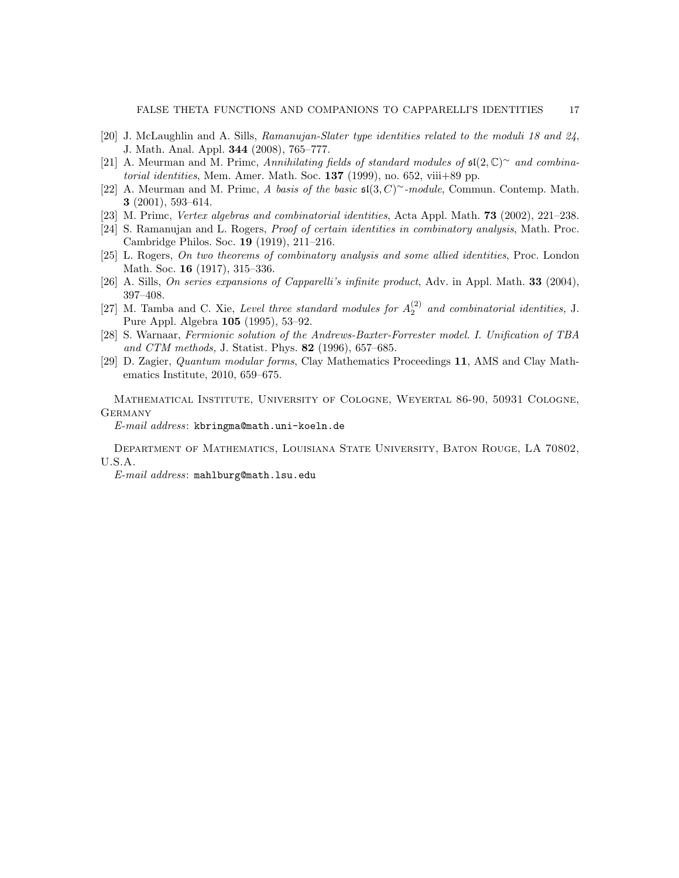[20] J. McLaughlin and A. Sills, *Ramanujan-Slater type identities related to the moduli 18 and 24*, J. Math. Anal. Appl. **344** (2008), 765–777.

[21] A. Meurman and M. Primc, *Annihilating fields of standard modules of $\mathfrak{sl}(2,\mathbb{C})^\sim$ and combinatorial identities*, Mem. Amer. Math. Soc. **137** (1999), no. 652, viii+89 pp.

[22] A. Meurman and M. Primc, *A basis of the basic $\mathfrak{sl}(3,C)^\sim$-module*, Commun. Contemp. Math. **3** (2001), 593–614.

[23] M. Primc, *Vertex algebras and combinatorial identities*, Acta Appl. Math. **73** (2002), 221–238.

[24] S. Ramanujan and L. Rogers, *Proof of certain identities in combinatory analysis*, Math. Proc. Cambridge Philos. Soc. **19** (1919), 211–216.

[25] L. Rogers, *On two theorems of combinatory analysis and some allied identities*, Proc. London Math. Soc. **16** (1917), 315–336.

[26] A. Sills, *On series expansions of Capparelli's infinite product*, Adv. in Appl. Math. **33** (2004), 397–408.

[27] M. Tamba and C. Xie, *Level three standard modules for $A_2^{(2)}$ and combinatorial identities,* J. Pure Appl. Algebra **105** (1995), 53–92.

[28] S. Warnaar, *Fermionic solution of the Andrews-Baxter-Forrester model. I. Unification of TBA and CTM methods,* J. Statist. Phys. **82** (1996), 657–685.

[29] D. Zagier, *Quantum modular forms*, Clay Mathematics Proceedings **11**, AMS and Clay Mathematics Institute, 2010, 659–675.

Mathematical Institute, University of Cologne, Weyertal 86-90, 50931 Cologne, Germany

*E-mail address*: kbringma@math.uni-koeln.de

Department of Mathematics, Louisiana State University, Baton Rouge, LA 70802, U.S.A.

*E-mail address*: mahlburg@math.lsu.edu